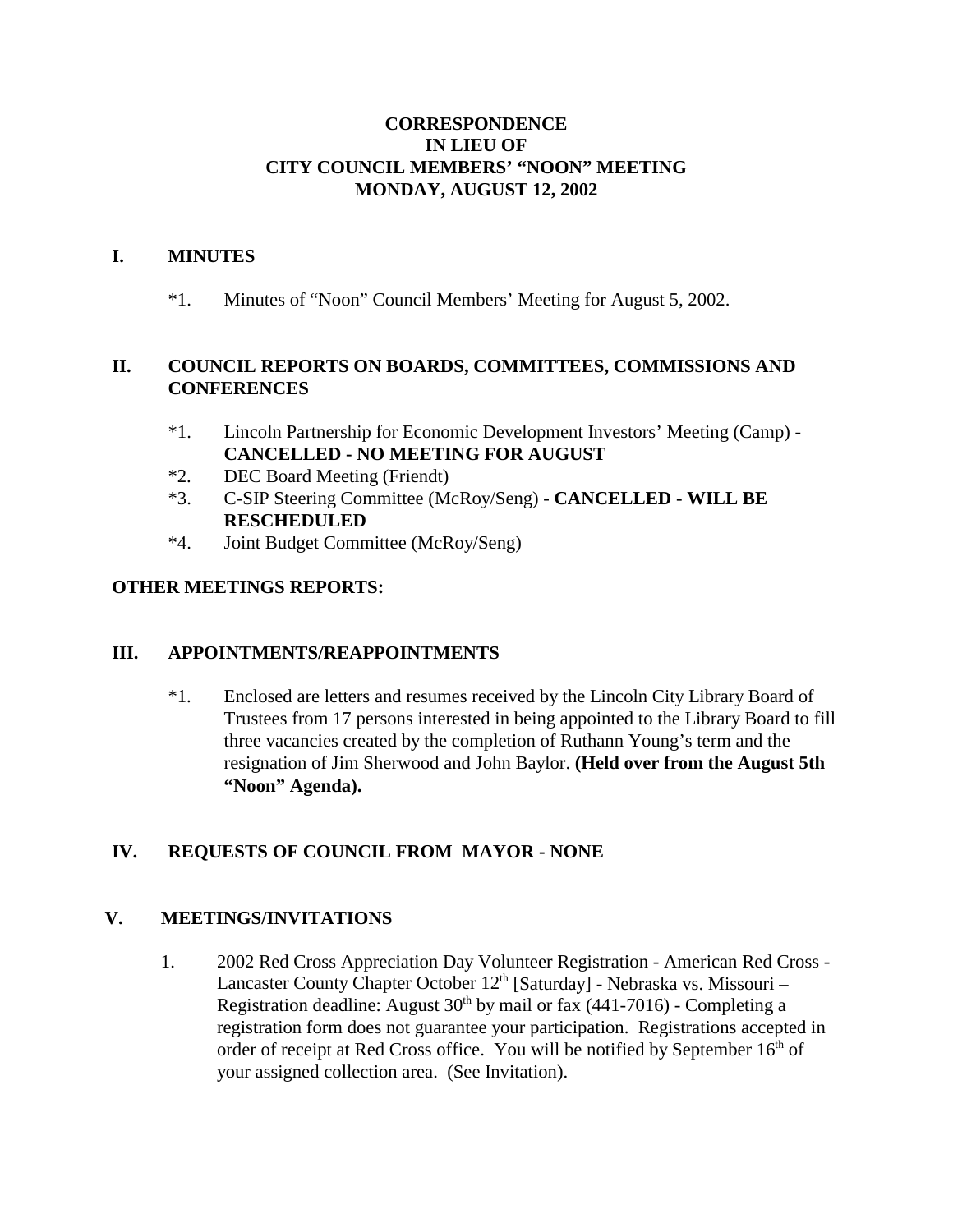# CORRESPONDENCE
# IN LIEU OF
# CITY COUNCIL MEMBERS' "NOON" MEETING
# MONDAY, AUGUST 12, 2002

## I. MINUTES

*1. Minutes of "Noon" Council Members' Meeting for August 5, 2002.

## II. COUNCIL REPORTS ON BOARDS, COMMITTEES, COMMISSIONS AND CONFERENCES

*1. Lincoln Partnership for Economic Development Investors' Meeting (Camp) - **CANCELLED - NO MEETING FOR AUGUST**

*2. DEC Board Meeting (Friendt)

*3. C-SIP Steering Committee (McRoy/Seng) - **CANCELLED - WILL BE RESCHEDULED**

*4. Joint Budget Committee (McRoy/Seng)

**OTHER MEETINGS REPORTS:**

## III. APPOINTMENTS/REAPPOINTMENTS

*1. Enclosed are letters and resumes received by the Lincoln City Library Board of Trustees from 17 persons interested in being appointed to the Library Board to fill three vacancies created by the completion of Ruthann Young's term and the resignation of Jim Sherwood and John Baylor. **(Held over from the August 5th "Noon" Agenda).**

## IV. REQUESTS OF COUNCIL FROM MAYOR - NONE

## V. MEETINGS/INVITATIONS

1. 2002 Red Cross Appreciation Day Volunteer Registration - American Red Cross - Lancaster County Chapter October 12th [Saturday] - Nebraska vs. Missouri – Registration deadline: August 30th by mail or fax (441-7016) - Completing a registration form does not guarantee your participation. Registrations accepted in order of receipt at Red Cross office. You will be notified by September 16th of your assigned collection area. (See Invitation).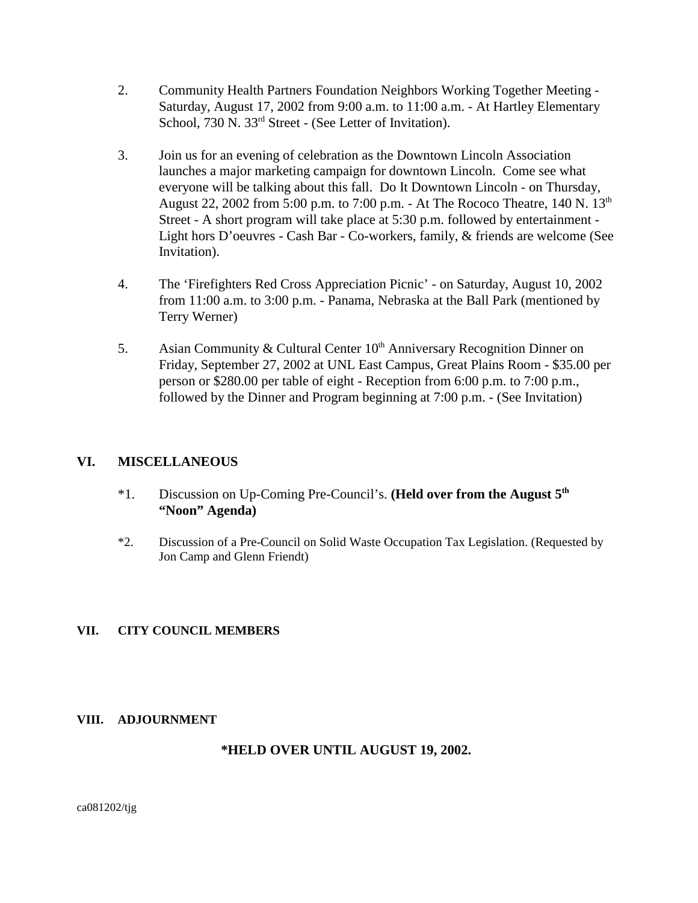2. Community Health Partners Foundation Neighbors Working Together Meeting - Saturday, August 17, 2002 from 9:00 a.m. to 11:00 a.m. - At Hartley Elementary School, 730 N. 33rd Street - (See Letter of Invitation).

3. Join us for an evening of celebration as the Downtown Lincoln Association launches a major marketing campaign for downtown Lincoln. Come see what everyone will be talking about this fall. Do It Downtown Lincoln - on Thursday, August 22, 2002 from 5:00 p.m. to 7:00 p.m. - At The Rococo Theatre, 140 N. 13th Street - A short program will take place at 5:30 p.m. followed by entertainment - Light hors D'oeuvres - Cash Bar - Co-workers, family, & friends are welcome (See Invitation).

4. The 'Firefighters Red Cross Appreciation Picnic' - on Saturday, August 10, 2002 from 11:00 a.m. to 3:00 p.m. - Panama, Nebraska at the Ball Park (mentioned by Terry Werner)

5. Asian Community & Cultural Center 10th Anniversary Recognition Dinner on Friday, September 27, 2002 at UNL East Campus, Great Plains Room - $35.00 per person or $280.00 per table of eight - Reception from 6:00 p.m. to 7:00 p.m., followed by the Dinner and Program beginning at 7:00 p.m. - (See Invitation)

## VI. MISCELLANEOUS

*1. Discussion on Up-Coming Pre-Council's. **(Held over from the August 5th "Noon" Agenda)**

*2. Discussion of a Pre-Council on Solid Waste Occupation Tax Legislation. (Requested by Jon Camp and Glenn Friendt)

## VII. CITY COUNCIL MEMBERS

## VIII. ADJOURNMENT

**\*HELD OVER UNTIL AUGUST 19, 2002.**

ca081202/tjg